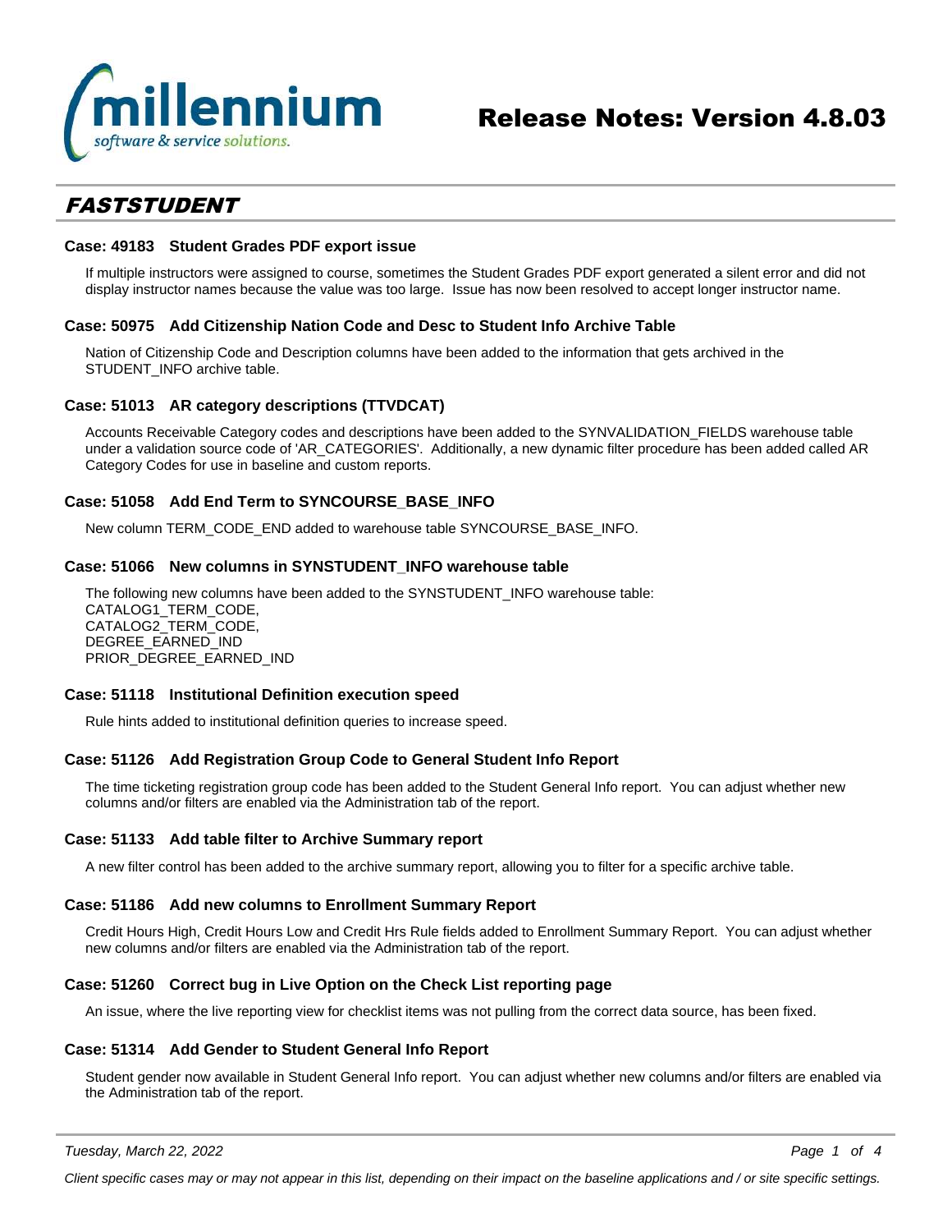# Release Notes: Version 4.8.03

## FASTSTUDENT

### Case: 49183 Student Grades PDF export issue

If multiple instructors were assigned to course, sometimes the Student Grades PDF export generated a silent error and did not display instructor names because the value was too large. Issue has now been resolved to accept longer instructor name.

### Case: 50975 Add Citizenship Nation Code and Desc to Student Info Archive Table

Nation of Citizenship Code and Description columns have been added to the information that gets archived in the STUDENT_INFO archive table.

### Case: 51013 AR category descriptions (TTVDCAT)

Accounts Receivable Category codes and descriptions have been added to the SYNVALIDATION_FIELDS warehouse table under a validation source code of 'AR_CATEGORIES'. Additionally, a new dynamic filter procedure has been added called AR Category Codes for use in baseline and custom reports.

### Case: 51058 Add End Term to SYNCOURSE_BASE_INFO

New column TERM_CODE_END added to warehouse table SYNCOURSE_BASE_INFO.

### Case: 51066 New columns in SYNSTUDENT_INFO warehouse table

The following new columns have been added to the SYNSTUDENT_INFO warehouse table:
CATALOG1_TERM_CODE,
CATALOG2_TERM_CODE,
DEGREE_EARNED_IND
PRIOR_DEGREE_EARNED_IND

### Case: 51118 Institutional Definition execution speed

Rule hints added to institutional definition queries to increase speed.

### Case: 51126 Add Registration Group Code to General Student Info Report

The time ticketing registration group code has been added to the Student General Info report. You can adjust whether new columns and/or filters are enabled via the Administration tab of the report.

### Case: 51133 Add table filter to Archive Summary report

A new filter control has been added to the archive summary report, allowing you to filter for a specific archive table.

### Case: 51186 Add new columns to Enrollment Summary Report

Credit Hours High, Credit Hours Low and Credit Hrs Rule fields added to Enrollment Summary Report. You can adjust whether new columns and/or filters are enabled via the Administration tab of the report.

### Case: 51260 Correct bug in Live Option on the Check List reporting page

An issue, where the live reporting view for checklist items was not pulling from the correct data source, has been fixed.

### Case: 51314 Add Gender to Student General Info Report

Student gender now available in Student General Info report. You can adjust whether new columns and/or filters are enabled via the Administration tab of the report.

*Client specific cases may or may not appear in this list, depending on their impact on the baseline applications and / or site specific settings.*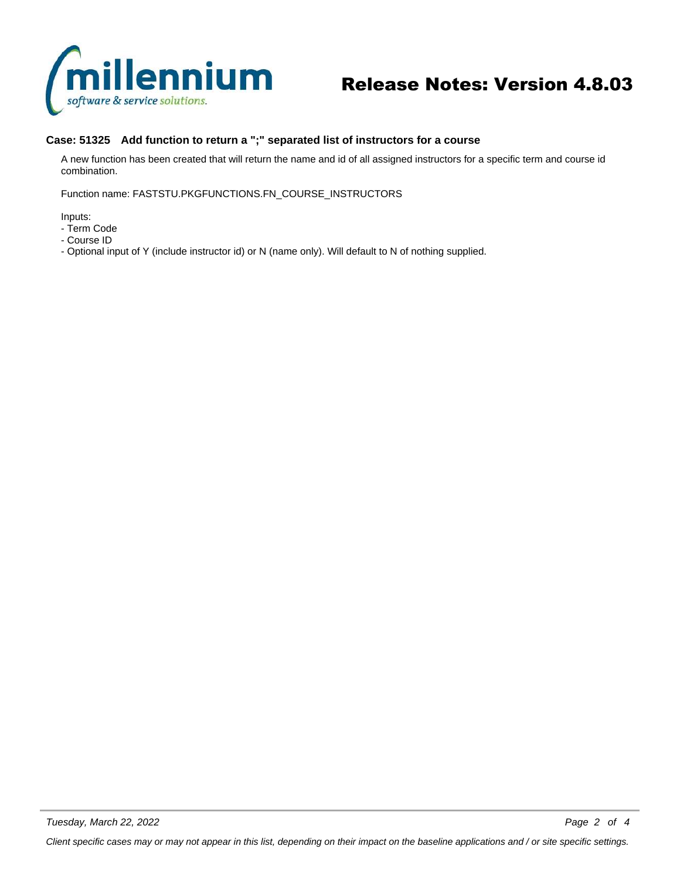### Case: 51325 Add function to return a ";" separated list of instructors for a course

A new function has been created that will return the name and id of all assigned instructors for a specific term and course id combination.

Function name: FASTSTU.PKGFUNCTIONS.FN_COURSE_INSTRUCTORS

Inputs:
- Term Code
- Course ID
- Optional input of Y (include instructor id) or N (name only). Will default to N of nothing supplied.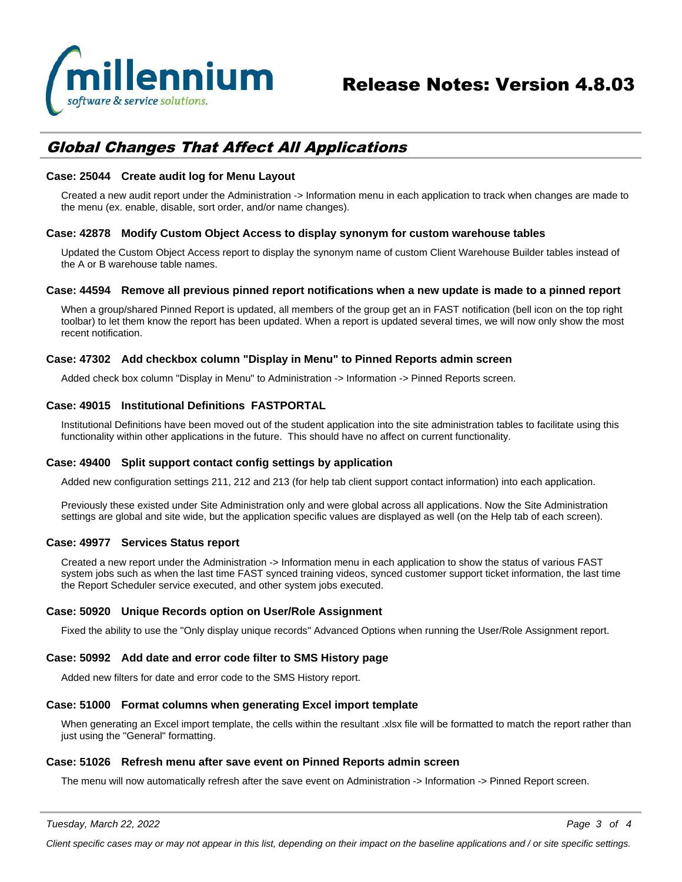## Global Changes That Affect All Applications

### Case: 25044 Create audit log for Menu Layout

Created a new audit report under the Administration -> Information menu in each application to track when changes are made to the menu (ex. enable, disable, sort order, and/or name changes).

### Case: 42878 Modify Custom Object Access to display synonym for custom warehouse tables

Updated the Custom Object Access report to display the synonym name of custom Client Warehouse Builder tables instead of the A or B warehouse table names.

### Case: 44594 Remove all previous pinned report notifications when a new update is made to a pinned report

When a group/shared Pinned Report is updated, all members of the group get an in FAST notification (bell icon on the top right toolbar) to let them know the report has been updated. When a report is updated several times, we will now only show the most recent notification.

### Case: 47302 Add checkbox column "Display in Menu" to Pinned Reports admin screen

Added check box column "Display in Menu" to Administration -> Information -> Pinned Reports screen.

### Case: 49015 Institutional Definitions FASTPORTAL

Institutional Definitions have been moved out of the student application into the site administration tables to facilitate using this functionality within other applications in the future. This should have no affect on current functionality.

### Case: 49400 Split support contact config settings by application

Added new configuration settings 211, 212 and 213 (for help tab client support contact information) into each application.

Previously these existed under Site Administration only and were global across all applications. Now the Site Administration settings are global and site wide, but the application specific values are displayed as well (on the Help tab of each screen).

### Case: 49977 Services Status report

Created a new report under the Administration -> Information menu in each application to show the status of various FAST system jobs such as when the last time FAST synced training videos, synced customer support ticket information, the last time the Report Scheduler service executed, and other system jobs executed.

### Case: 50920 Unique Records option on User/Role Assignment

Fixed the ability to use the "Only display unique records" Advanced Options when running the User/Role Assignment report.

### Case: 50992 Add date and error code filter to SMS History page

Added new filters for date and error code to the SMS History report.

### Case: 51000 Format columns when generating Excel import template

When generating an Excel import template, the cells within the resultant .xlsx file will be formatted to match the report rather than just using the "General" formatting.

### Case: 51026 Refresh menu after save event on Pinned Reports admin screen

The menu will now automatically refresh after the save event on Administration -> Information -> Pinned Report screen.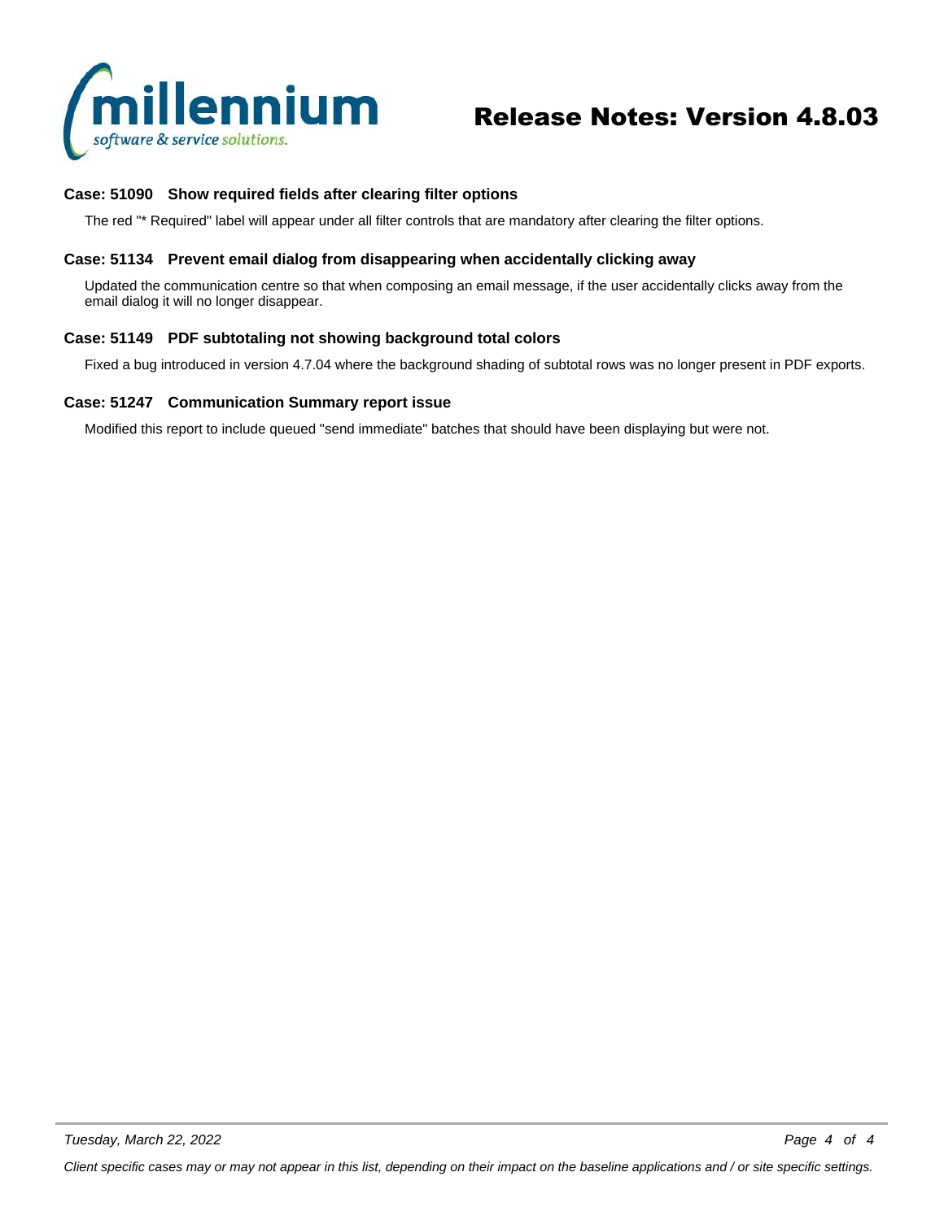### Case: 51090 Show required fields after clearing filter options

The red "* Required" label will appear under all filter controls that are mandatory after clearing the filter options.

### Case: 51134 Prevent email dialog from disappearing when accidentally clicking away

Updated the communication centre so that when composing an email message, if the user accidentally clicks away from the email dialog it will no longer disappear.

### Case: 51149 PDF subtotaling not showing background total colors

Fixed a bug introduced in version 4.7.04 where the background shading of subtotal rows was no longer present in PDF exports.

### Case: 51247 Communication Summary report issue

Modified this report to include queued "send immediate" batches that should have been displaying but were not.